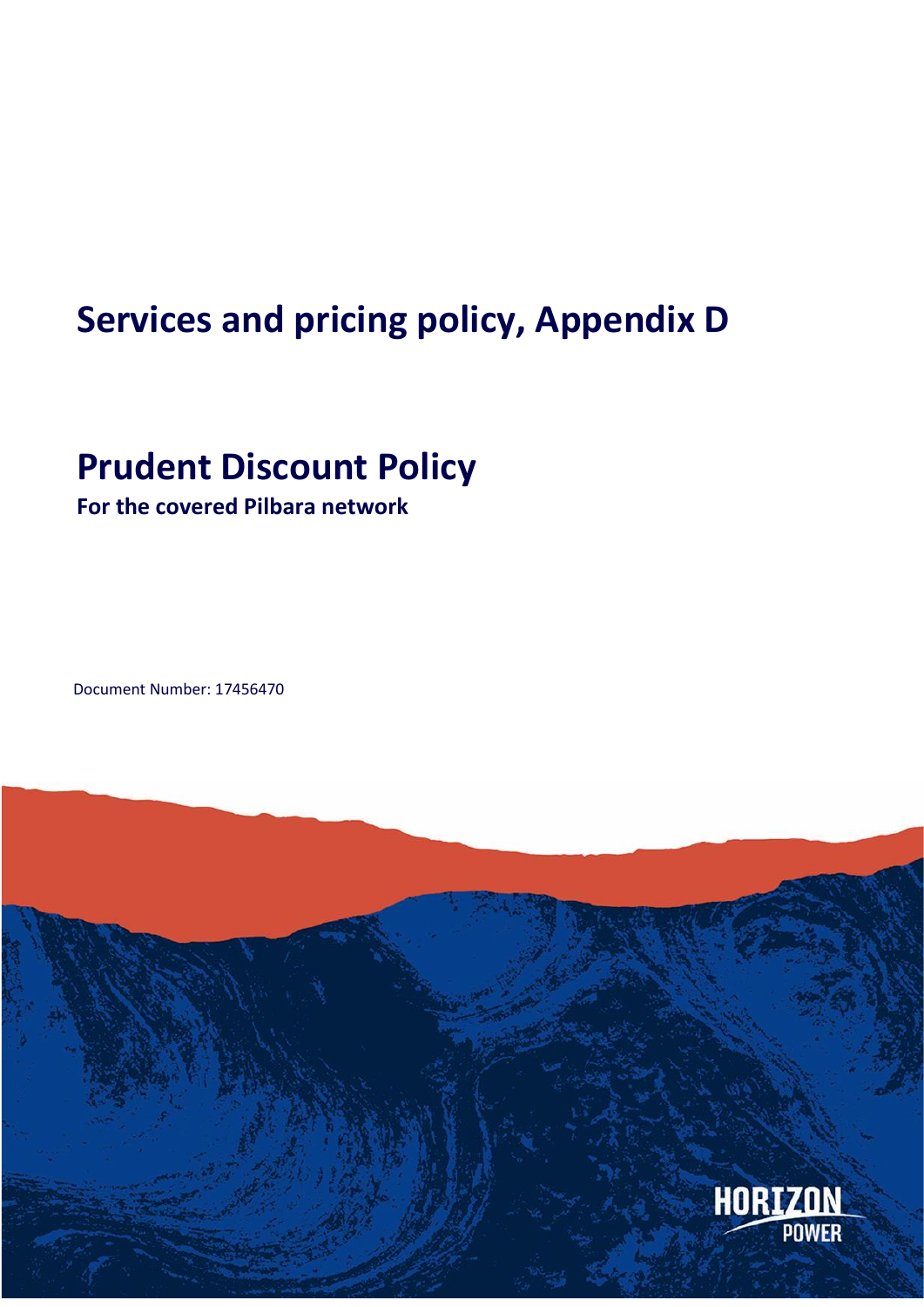# Services and pricing policy, Appendix D

# Prudent Discount Policy

**For the covered Pilbara network**

Document Number: 17456470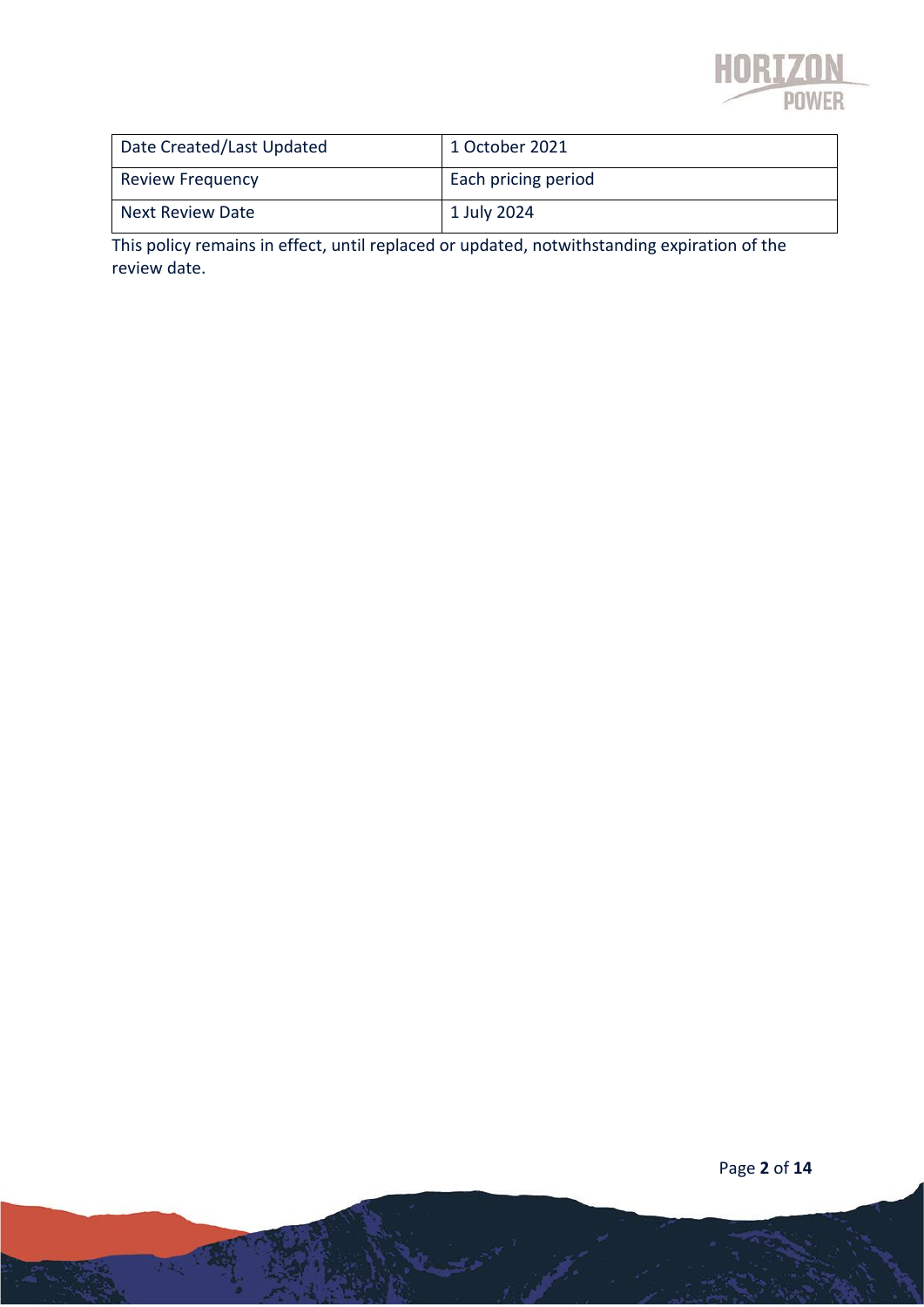| Date Created/Last Updated | 1 October 2021 |
| --- | --- |
| Review Frequency | Each pricing period |
| Next Review Date | 1 July 2024 |

This policy remains in effect, until replaced or updated, notwithstanding expiration of the review date.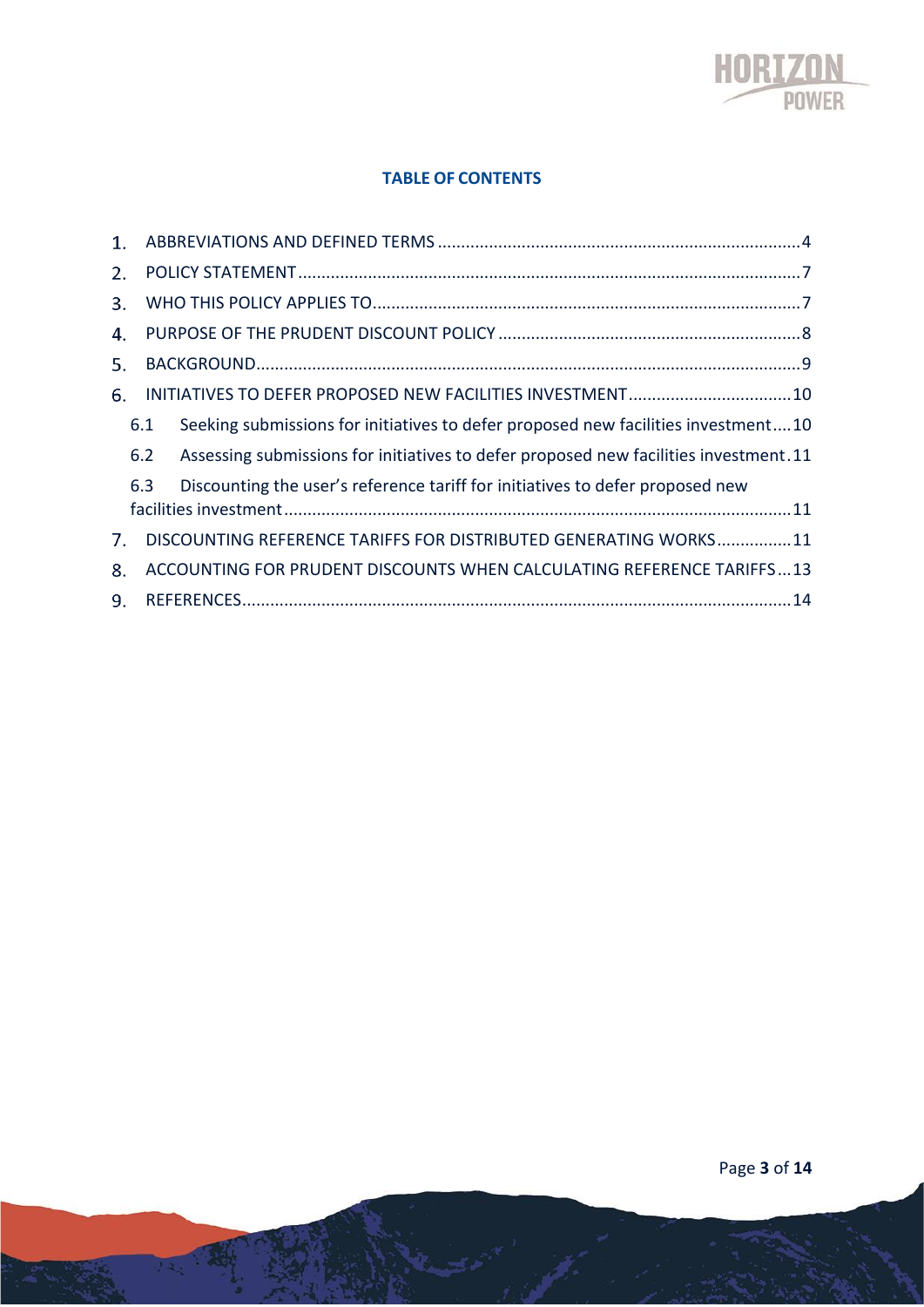**TABLE OF CONTENTS**

1. ABBREVIATIONS AND DEFINED TERMS ............................................................................. 4
2. POLICY STATEMENT ........................................................................................................... 7
3. WHO THIS POLICY APPLIES TO .......................................................................................... 7
4. PURPOSE OF THE PRUDENT DISCOUNT POLICY ................................................................ 8
5. BACKGROUND .................................................................................................................... 9
6. INITIATIVES TO DEFER PROPOSED NEW FACILITIES INVESTMENT .................................. 10
   - 6.1 Seeking submissions for initiatives to defer proposed new facilities investment .... 10
   - 6.2 Assessing submissions for initiatives to defer proposed new facilities investment . 11
   - 6.3 Discounting the user's reference tariff for initiatives to defer proposed new facilities investment ............................................................................................................ 11
7. DISCOUNTING REFERENCE TARIFFS FOR DISTRIBUTED GENERATING WORKS ................ 11
8. ACCOUNTING FOR PRUDENT DISCOUNTS WHEN CALCULATING REFERENCE TARIFFS ... 13
9. REFERENCES ..................................................................................................................... 14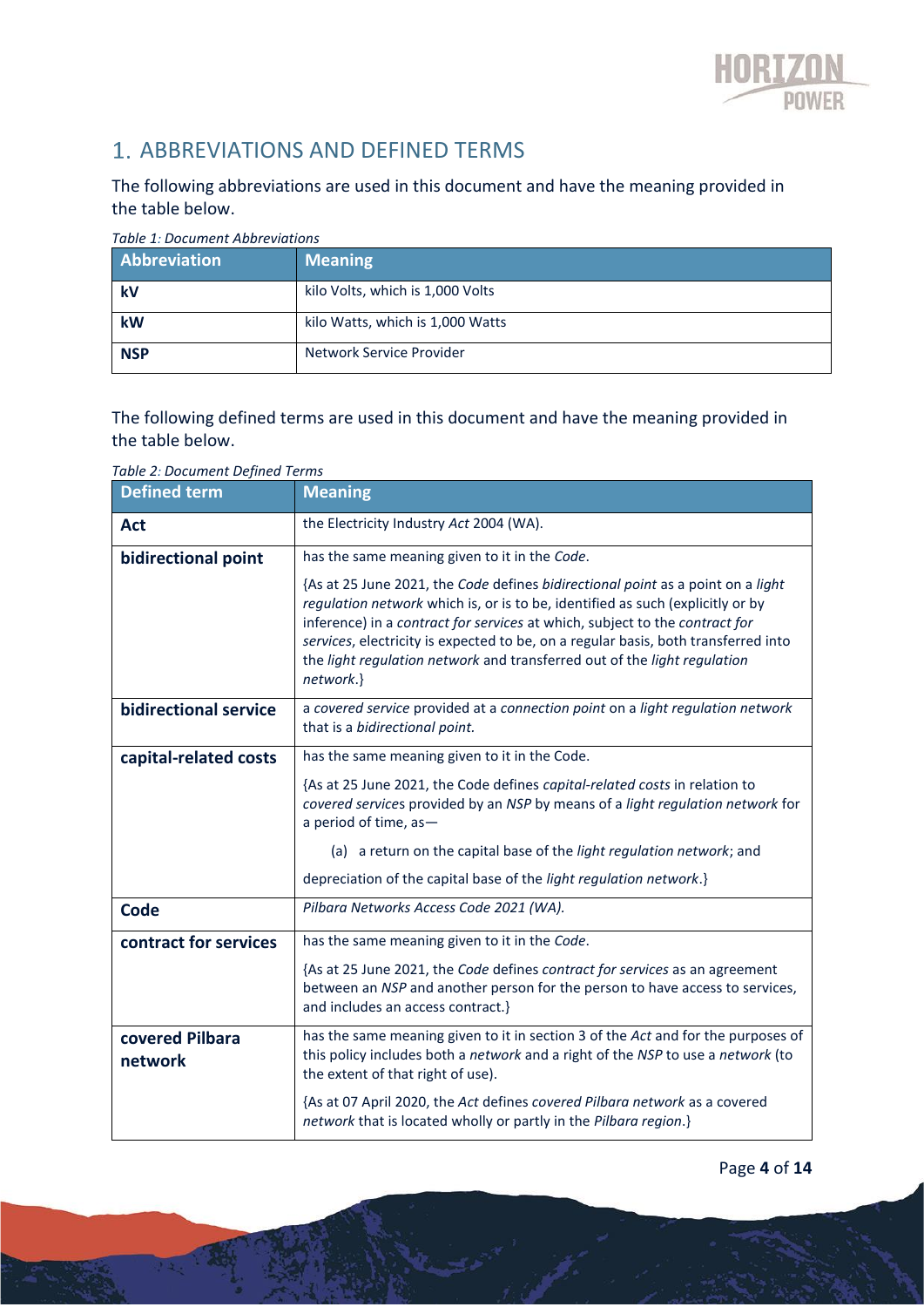## 1. ABBREVIATIONS AND DEFINED TERMS

The following abbreviations are used in this document and have the meaning provided in the table below.

*Table 1: Document Abbreviations*

| Abbreviation | Meaning |
|---|---|
| **kV** | kilo Volts, which is 1,000 Volts |
| **kW** | kilo Watts, which is 1,000 Watts |
| **NSP** | Network Service Provider |

The following defined terms are used in this document and have the meaning provided in the table below.

*Table 2: Document Defined Terms*

| Defined term | Meaning |
|---|---|
| **Act** | the Electricity Industry *Act* 2004 (WA). |
| **bidirectional point** | has the same meaning given to it in the *Code*.<br><br>{As at 25 June 2021, the *Code* defines *bidirectional point* as a point on a *light regulation network* which is, or is to be, identified as such (explicitly or by inference) in a *contract for services* at which, subject to the *contract for services*, electricity is expected to be, on a regular basis, both transferred into the *light regulation network* and transferred out of the *light regulation network*.} |
| **bidirectional service** | a *covered service* provided at a *connection point* on a *light regulation network* that is a *bidirectional point*. |
| **capital-related costs** | has the same meaning given to it in the Code.<br><br>{As at 25 June 2021, the Code defines *capital-related costs* in relation to *covered services* provided by an *NSP* by means of a *light regulation network* for a period of time, as—<br><br>(a) a return on the capital base of the *light regulation network*; and<br><br>depreciation of the capital base of the *light regulation network*.} |
| **Code** | *Pilbara Networks Access Code 2021 (WA).* |
| **contract for services** | has the same meaning given to it in the *Code*.<br><br>{As at 25 June 2021, the *Code* defines *contract for services* as an agreement between an *NSP* and another person for the person to have access to services, and includes an access contract.} |
| **covered Pilbara network** | has the same meaning given to it in section 3 of the *Act* and for the purposes of this policy includes both a *network* and a right of the *NSP* to use a *network* (to the extent of that right of use).<br><br>{As at 07 April 2020, the *Act* defines *covered Pilbara network* as a covered *network* that is located wholly or partly in the *Pilbara region*.} |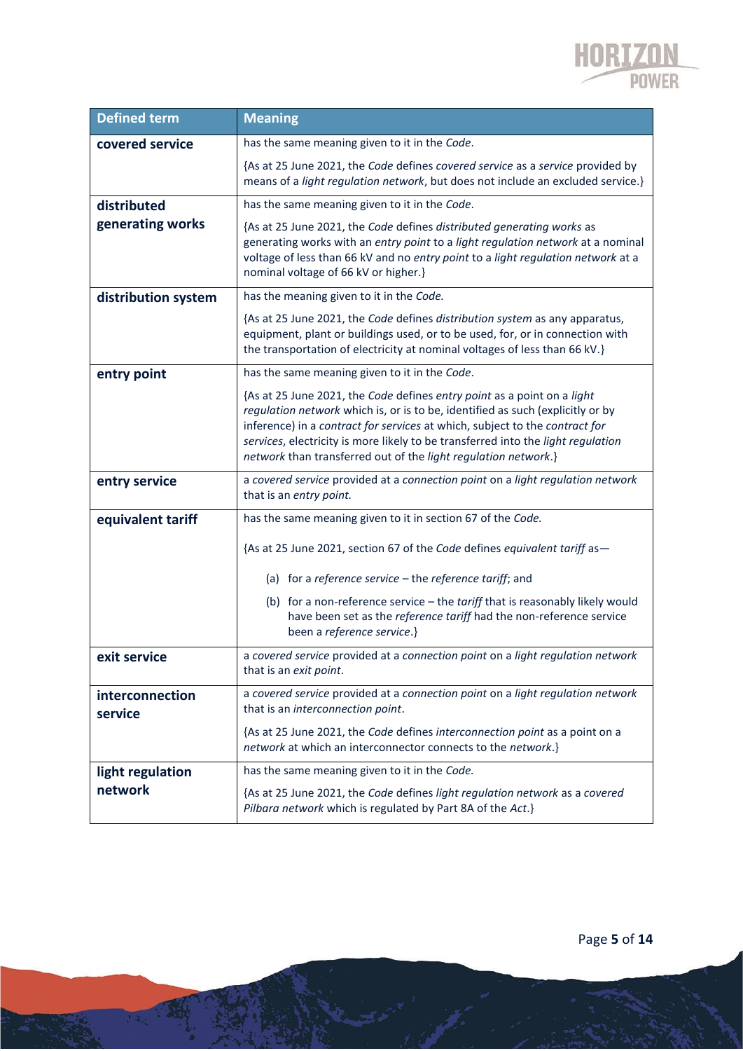| Defined term | Meaning |
|---|---|
| **covered service** | has the same meaning given to it in the *Code*.<br><br>{As at 25 June 2021, the *Code* defines *covered service* as a *service* provided by means of a *light regulation network*, but does not include an excluded service.} |
| **distributed generating works** | has the same meaning given to it in the *Code*.<br><br>{As at 25 June 2021, the *Code* defines *distributed generating works* as generating works with an *entry point* to a *light regulation network* at a nominal voltage of less than 66 kV and no *entry point* to a *light regulation network* at a nominal voltage of 66 kV or higher.} |
| **distribution system** | has the meaning given to it in the *Code.*<br><br>{As at 25 June 2021, the *Code* defines *distribution system* as any apparatus, equipment, plant or buildings used, or to be used, for, or in connection with the transportation of electricity at nominal voltages of less than 66 kV.} |
| **entry point** | has the same meaning given to it in the *Code*.<br><br>{As at 25 June 2021, the *Code* defines *entry point* as a point on a *light regulation network* which is, or is to be, identified as such (explicitly or by inference) in a *contract for services* at which, subject to the *contract for services*, electricity is more likely to be transferred into the *light regulation network* than transferred out of the *light regulation network*.} |
| **entry service** | a *covered service* provided at a *connection point* on a *light regulation network* that is an *entry point.* |
| **equivalent tariff** | has the same meaning given to it in section 67 of the *Code.*<br><br>{As at 25 June 2021, section 67 of the *Code* defines *equivalent tariff* as—<br><br>(a) for a *reference service* – the *reference tariff*; and<br><br>(b) for a non-reference service – the *tariff* that is reasonably likely would have been set as the *reference tariff* had the non-reference service been a *reference service*.} |
| **exit service** | a *covered service* provided at a *connection point* on a *light regulation network* that is an *exit point*. |
| **interconnection service** | a *covered service* provided at a *connection point* on a *light regulation network* that is an *interconnection point*.<br><br>{As at 25 June 2021, the *Code* defines *interconnection point* as a point on a *network* at which an interconnector connects to the *network*.} |
| **light regulation network** | has the same meaning given to it in the *Code.*<br><br>{As at 25 June 2021, the *Code* defines *light regulation network* as a *covered Pilbara network* which is regulated by Part 8A of the *Act*.} |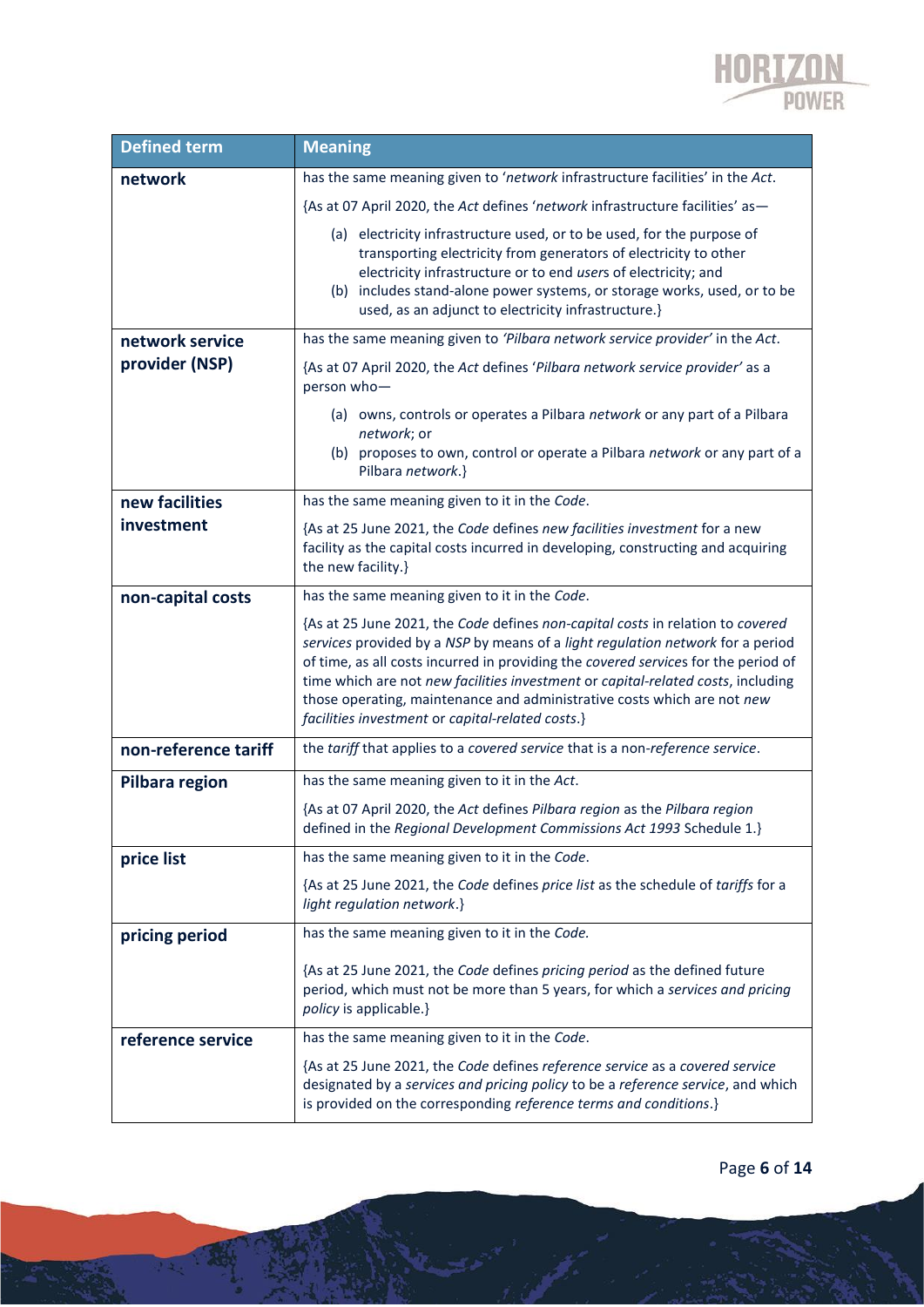| Defined term | Meaning |
|---|---|
| **network** | has the same meaning given to '*network* infrastructure facilities' in the *Act*.<br><br>{As at 07 April 2020, the *Act* defines '*network* infrastructure facilities' as—<br><br>(a) electricity infrastructure used, or to be used, for the purpose of transporting electricity from generators of electricity to other electricity infrastructure or to end *user*s of electricity; and<br>(b) includes stand-alone power systems, or storage works, used, or to be used, as an adjunct to electricity infrastructure.} |
| **network service provider (NSP)** | has the same meaning given to *'Pilbara network service provider'* in the *Act*.<br><br>{As at 07 April 2020, the *Act* defines '*Pilbara network service provider*' as a person who—<br><br>(a) owns, controls or operates a Pilbara *network* or any part of a Pilbara *network*; or<br>(b) proposes to own, control or operate a Pilbara *network* or any part of a Pilbara *network*.} |
| **new facilities investment** | has the same meaning given to it in the *Code*.<br><br>{As at 25 June 2021, the *Code* defines *new facilities investment* for a new facility as the capital costs incurred in developing, constructing and acquiring the new facility.} |
| **non-capital costs** | has the same meaning given to it in the *Code*.<br><br>{As at 25 June 2021, the *Code* defines *non-capital costs* in relation to *covered services* provided by a *NSP* by means of a *light regulation network* for a period of time, as all costs incurred in providing the *covered services* for the period of time which are not *new facilities investment* or *capital-related costs*, including those operating, maintenance and administrative costs which are not *new facilities investment* or *capital-related costs*.} |
| **non-reference tariff** | the *tariff* that applies to a *covered service* that is a non-*reference service*. |
| **Pilbara region** | has the same meaning given to it in the *Act*.<br><br>{As at 07 April 2020, the *Act* defines *Pilbara region* as the *Pilbara region* defined in the *Regional Development Commissions Act 1993* Schedule 1.} |
| **price list** | has the same meaning given to it in the *Code*.<br><br>{As at 25 June 2021, the *Code* defines *price list* as the schedule of *tariffs* for a *light regulation network*.} |
| **pricing period** | has the same meaning given to it in the *Code.*<br><br>{As at 25 June 2021, the *Code* defines *pricing period* as the defined future period, which must not be more than 5 years, for which a *services and pricing policy* is applicable.} |
| **reference service** | has the same meaning given to it in the *Code*.<br><br>{As at 25 June 2021, the *Code* defines *reference service* as a *covered service* designated by a *services and pricing policy* to be a *reference service*, and which is provided on the corresponding *reference terms and conditions*.} |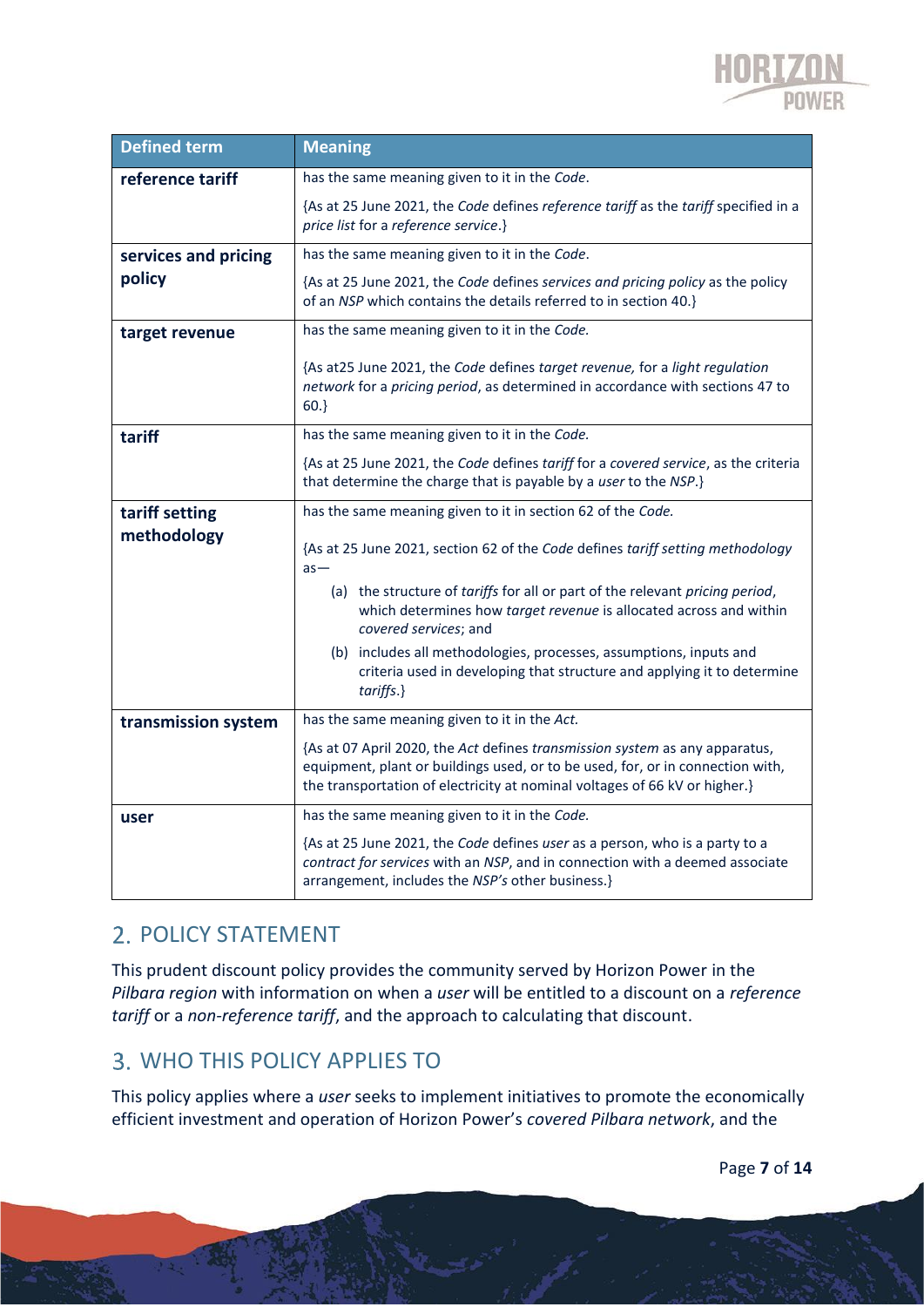| Defined term | Meaning |
|---|---|
| **reference tariff** | has the same meaning given to it in the *Code*.<br><br>{As at 25 June 2021, the *Code* defines *reference tariff* as the *tariff* specified in a *price list* for a *reference service*.} |
| **services and pricing policy** | has the same meaning given to it in the *Code*.<br><br>{As at 25 June 2021, the *Code* defines *services and pricing policy* as the policy of an *NSP* which contains the details referred to in section 40.} |
| **target revenue** | has the same meaning given to it in the *Code.*<br><br>{As at25 June 2021, the *Code* defines *target revenue,* for a *light regulation network* for a *pricing period*, as determined in accordance with sections 47 to 60.} |
| **tariff** | has the same meaning given to it in the *Code.*<br><br>{As at 25 June 2021, the *Code* defines *tariff* for a *covered service*, as the criteria that determine the charge that is payable by a *user* to the *NSP*.} |
| **tariff setting methodology** | has the same meaning given to it in section 62 of the *Code.*<br><br>{As at 25 June 2021, section 62 of the *Code* defines *tariff setting methodology* as—<br>(a) the structure of *tariffs* for all or part of the relevant *pricing period*, which determines how *target revenue* is allocated across and within *covered services*; and<br>(b) includes all methodologies, processes, assumptions, inputs and criteria used in developing that structure and applying it to determine *tariffs*.} |
| **transmission system** | has the same meaning given to it in the *Act.*<br><br>{As at 07 April 2020, the *Act* defines *transmission system* as any apparatus, equipment, plant or buildings used, or to be used, for, or in connection with, the transportation of electricity at nominal voltages of 66 kV or higher.} |
| **user** | has the same meaning given to it in the *Code.*<br><br>{As at 25 June 2021, the *Code* defines *user* as a person, who is a party to a *contract for services* with an *NSP*, and in connection with a deemed associate arrangement, includes the *NSP's* other business.} |

## 2. POLICY STATEMENT

This prudent discount policy provides the community served by Horizon Power in the *Pilbara region* with information on when a *user* will be entitled to a discount on a *reference tariff* or a *non-reference tariff*, and the approach to calculating that discount.

## 3. WHO THIS POLICY APPLIES TO

This policy applies where a *user* seeks to implement initiatives to promote the economically efficient investment and operation of Horizon Power's *covered Pilbara network*, and the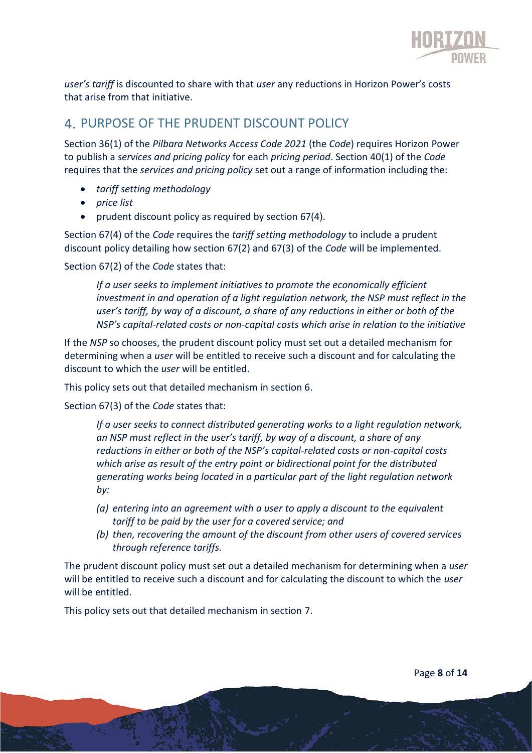*user's tariff* is discounted to share with that *user* any reductions in Horizon Power's costs that arise from that initiative.

## 4. PURPOSE OF THE PRUDENT DISCOUNT POLICY

Section 36(1) of the *Pilbara Networks Access Code 2021* (the *Code*) requires Horizon Power to publish a *services and pricing policy* for each *pricing period*. Section 40(1) of the *Code* requires that the *services and pricing policy* set out a range of information including the:

- *tariff setting methodology*
- *price list*
- prudent discount policy as required by section 67(4).

Section 67(4) of the *Code* requires the *tariff setting methodology* to include a prudent discount policy detailing how section 67(2) and 67(3) of the *Code* will be implemented.

Section 67(2) of the *Code* states that:

> *If a user seeks to implement initiatives to promote the economically efficient investment in and operation of a light regulation network, the NSP must reflect in the user's tariff, by way of a discount, a share of any reductions in either or both of the NSP's capital-related costs or non-capital costs which arise in relation to the initiative*

If the *NSP* so chooses, the prudent discount policy must set out a detailed mechanism for determining when a *user* will be entitled to receive such a discount and for calculating the discount to which the *user* will be entitled.

This policy sets out that detailed mechanism in section 6.

Section 67(3) of the *Code* states that:

> *If a user seeks to connect distributed generating works to a light regulation network, an NSP must reflect in the user's tariff, by way of a discount, a share of any reductions in either or both of the NSP's capital-related costs or non-capital costs which arise as result of the entry point or bidirectional point for the distributed generating works being located in a particular part of the light regulation network by:*
>
> *(a) entering into an agreement with a user to apply a discount to the equivalent tariff to be paid by the user for a covered service; and*
>
> *(b) then, recovering the amount of the discount from other users of covered services through reference tariffs.*

The prudent discount policy must set out a detailed mechanism for determining when a *user* will be entitled to receive such a discount and for calculating the discount to which the *user* will be entitled.

This policy sets out that detailed mechanism in section 7.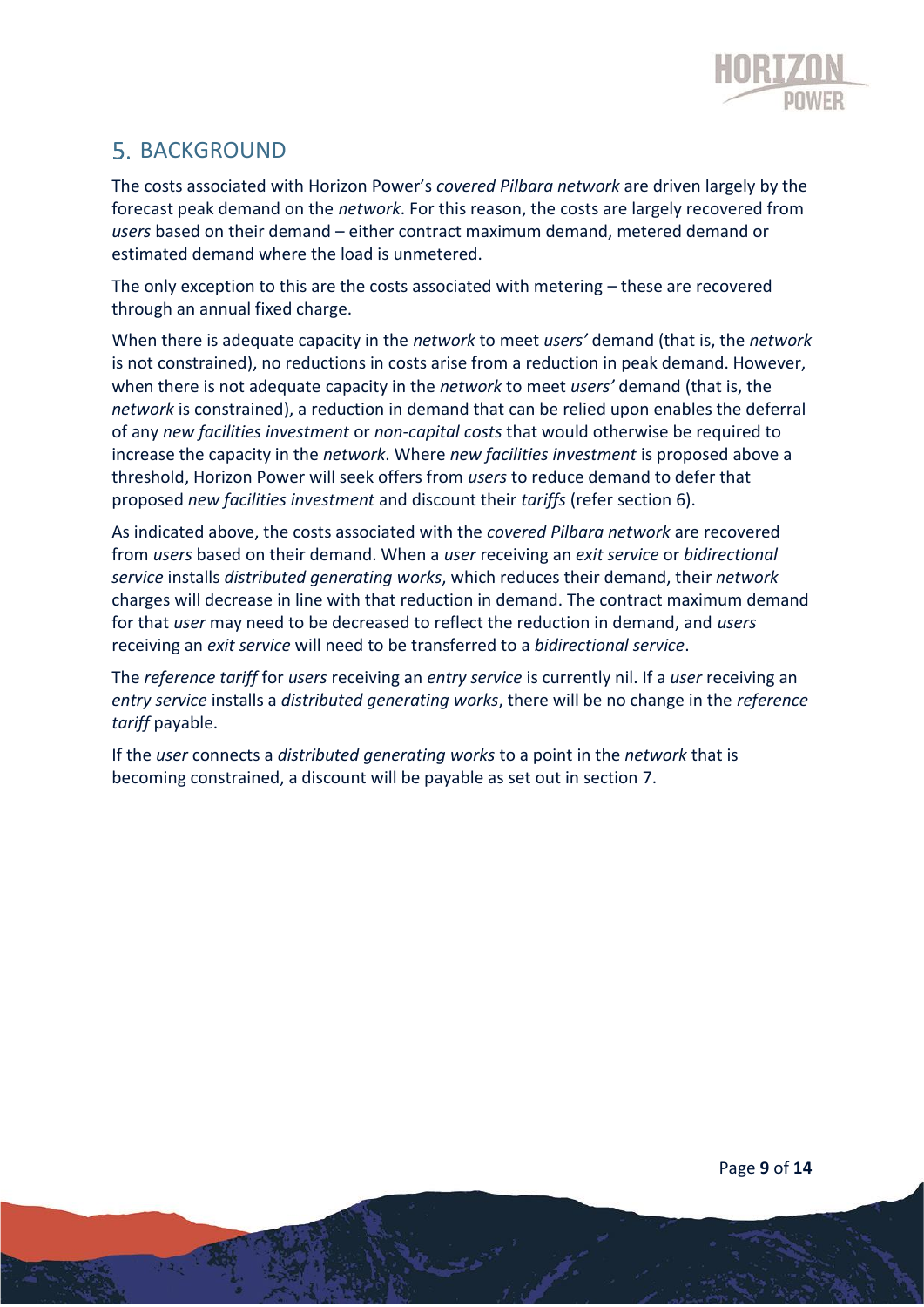## 5. BACKGROUND

The costs associated with Horizon Power's *covered Pilbara network* are driven largely by the forecast peak demand on the *network*. For this reason, the costs are largely recovered from *users* based on their demand – either contract maximum demand, metered demand or estimated demand where the load is unmetered.

The only exception to this are the costs associated with metering – these are recovered through an annual fixed charge.

When there is adequate capacity in the *network* to meet *users'* demand (that is, the *network* is not constrained), no reductions in costs arise from a reduction in peak demand. However, when there is not adequate capacity in the *network* to meet *users'* demand (that is, the *network* is constrained), a reduction in demand that can be relied upon enables the deferral of any *new facilities investment* or *non-capital costs* that would otherwise be required to increase the capacity in the *network*. Where *new facilities investment* is proposed above a threshold, Horizon Power will seek offers from *users* to reduce demand to defer that proposed *new facilities investment* and discount their *tariffs* (refer section 6).

As indicated above, the costs associated with the *covered Pilbara network* are recovered from *users* based on their demand. When a *user* receiving an *exit service* or *bidirectional service* installs *distributed generating works*, which reduces their demand, their *network* charges will decrease in line with that reduction in demand. The contract maximum demand for that *user* may need to be decreased to reflect the reduction in demand, and *users* receiving an *exit service* will need to be transferred to a *bidirectional service*.

The *reference tariff* for *users* receiving an *entry service* is currently nil. If a *user* receiving an *entry service* installs a *distributed generating works*, there will be no change in the *reference tariff* payable.

If the *user* connects a *distributed generating works* to a point in the *network* that is becoming constrained, a discount will be payable as set out in section 7.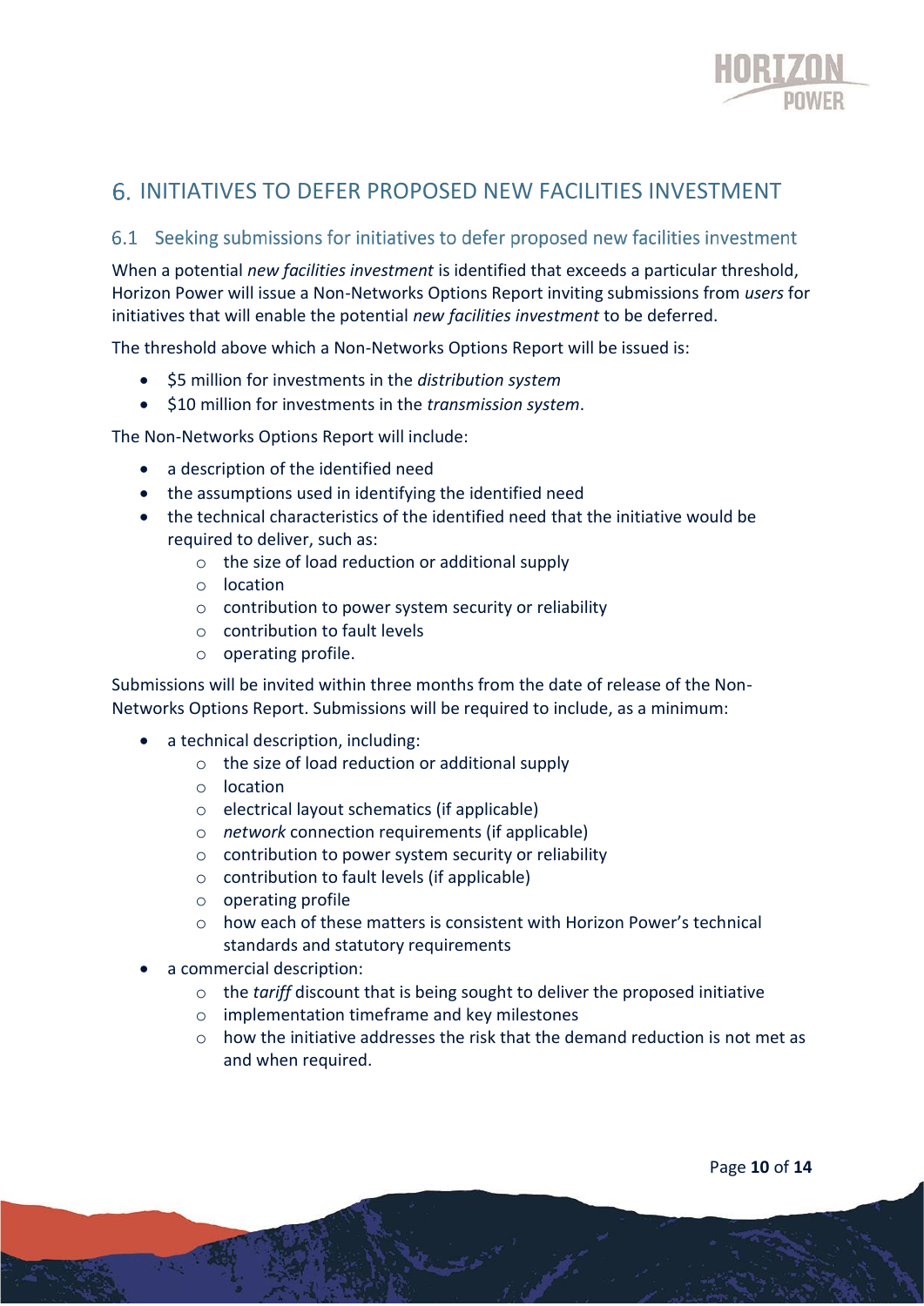# 6. INITIATIVES TO DEFER PROPOSED NEW FACILITIES INVESTMENT

## 6.1 Seeking submissions for initiatives to defer proposed new facilities investment

When a potential *new facilities investment* is identified that exceeds a particular threshold, Horizon Power will issue a Non-Networks Options Report inviting submissions from *users* for initiatives that will enable the potential *new facilities investment* to be deferred.

The threshold above which a Non-Networks Options Report will be issued is:

- $5 million for investments in the *distribution system*
- $10 million for investments in the *transmission system*.

The Non-Networks Options Report will include:

- a description of the identified need
- the assumptions used in identifying the identified need
- the technical characteristics of the identified need that the initiative would be required to deliver, such as:
  - the size of load reduction or additional supply
  - location
  - contribution to power system security or reliability
  - contribution to fault levels
  - operating profile.

Submissions will be invited within three months from the date of release of the Non-Networks Options Report. Submissions will be required to include, as a minimum:

- a technical description, including:
  - the size of load reduction or additional supply
  - location
  - electrical layout schematics (if applicable)
  - *network* connection requirements (if applicable)
  - contribution to power system security or reliability
  - contribution to fault levels (if applicable)
  - operating profile
  - how each of these matters is consistent with Horizon Power's technical standards and statutory requirements
- a commercial description:
  - the *tariff* discount that is being sought to deliver the proposed initiative
  - implementation timeframe and key milestones
  - how the initiative addresses the risk that the demand reduction is not met as and when required.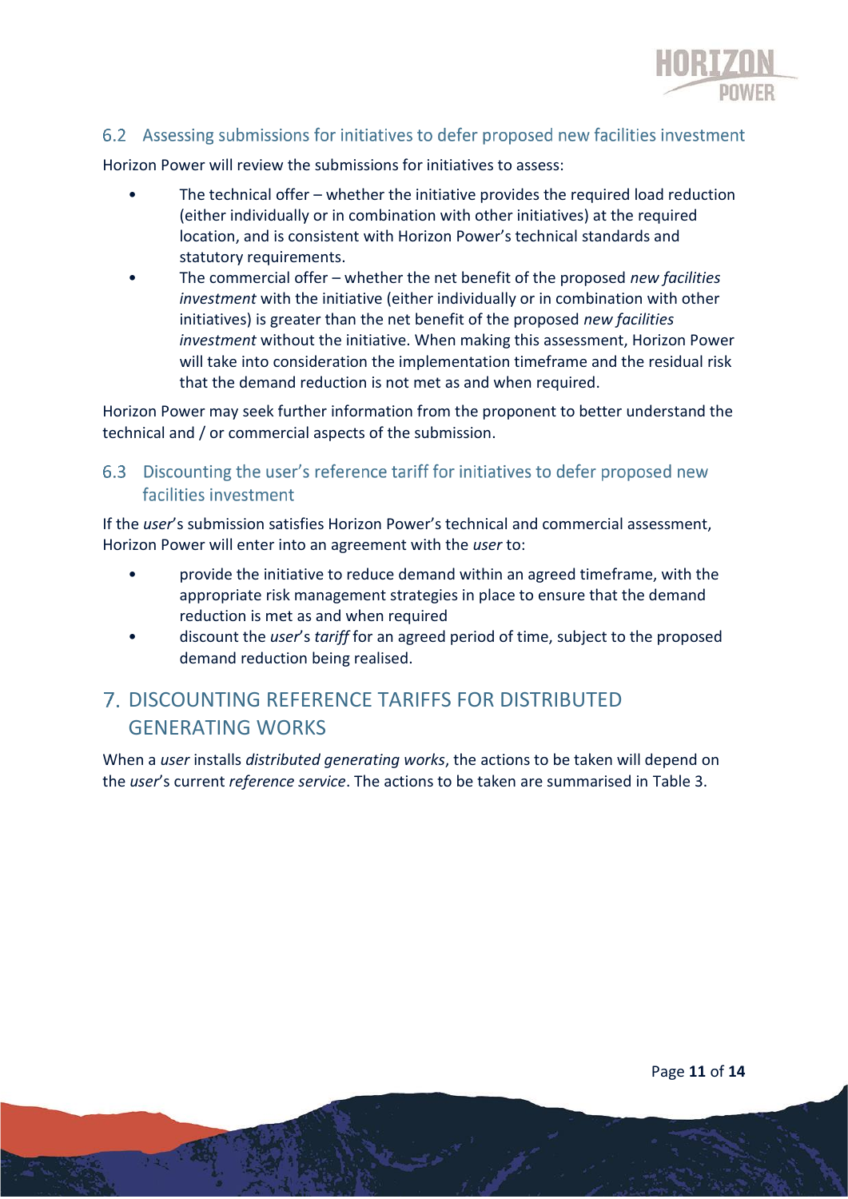## 6.2 Assessing submissions for initiatives to defer proposed new facilities investment

Horizon Power will review the submissions for initiatives to assess:

- The technical offer – whether the initiative provides the required load reduction (either individually or in combination with other initiatives) at the required location, and is consistent with Horizon Power's technical standards and statutory requirements.
- The commercial offer – whether the net benefit of the proposed *new facilities investment* with the initiative (either individually or in combination with other initiatives) is greater than the net benefit of the proposed *new facilities investment* without the initiative. When making this assessment, Horizon Power will take into consideration the implementation timeframe and the residual risk that the demand reduction is not met as and when required.

Horizon Power may seek further information from the proponent to better understand the technical and / or commercial aspects of the submission.

## 6.3 Discounting the user's reference tariff for initiatives to defer proposed new facilities investment

If the *user*'s submission satisfies Horizon Power's technical and commercial assessment, Horizon Power will enter into an agreement with the *user* to:

- provide the initiative to reduce demand within an agreed timeframe, with the appropriate risk management strategies in place to ensure that the demand reduction is met as and when required
- discount the *user*'s *tariff* for an agreed period of time, subject to the proposed demand reduction being realised.

# 7. DISCOUNTING REFERENCE TARIFFS FOR DISTRIBUTED GENERATING WORKS

When a *user* installs *distributed generating works*, the actions to be taken will depend on the *user*'s current *reference service*. The actions to be taken are summarised in Table 3.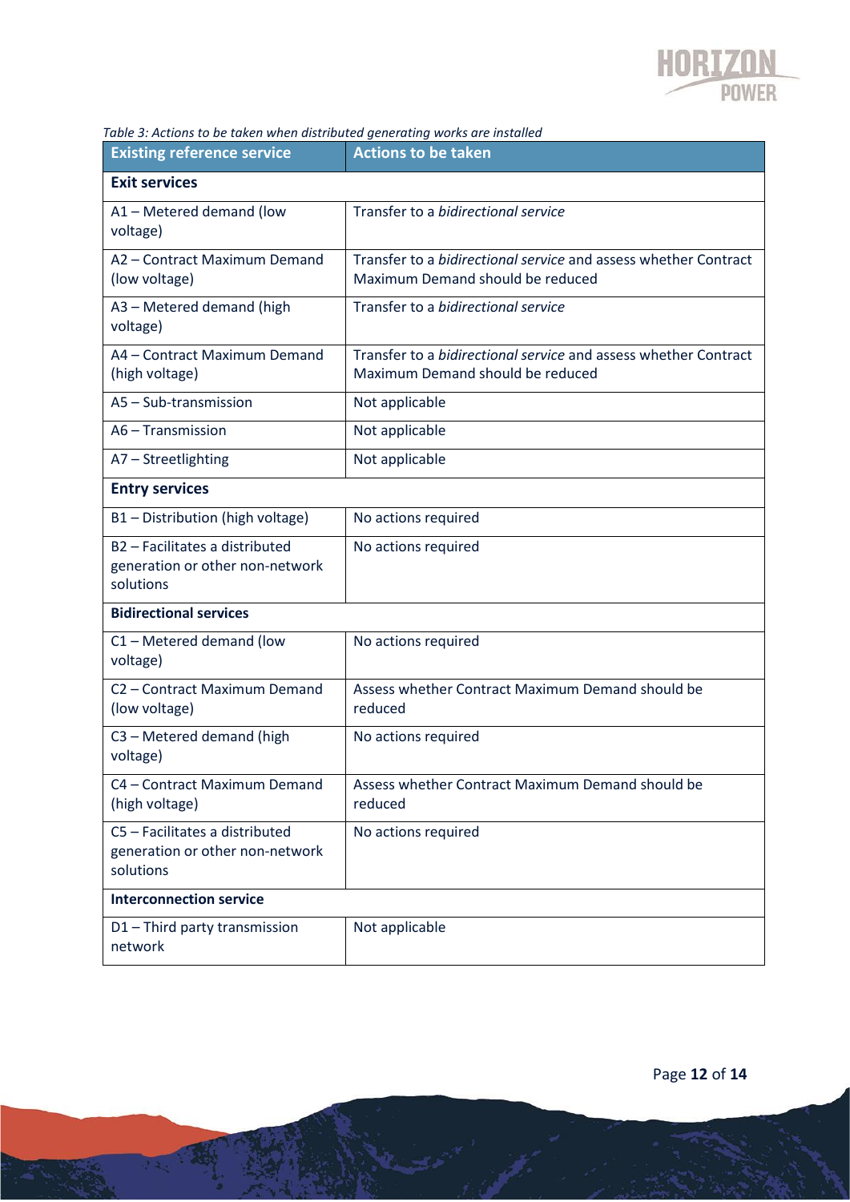*Table 3: Actions to be taken when distributed generating works are installed*

| Existing reference service | Actions to be taken |
|---|---|
| **Exit services** | |
| A1 – Metered demand (low voltage) | Transfer to a *bidirectional service* |
| A2 – Contract Maximum Demand (low voltage) | Transfer to a *bidirectional service* and assess whether Contract Maximum Demand should be reduced |
| A3 – Metered demand (high voltage) | Transfer to a *bidirectional service* |
| A4 – Contract Maximum Demand (high voltage) | Transfer to a *bidirectional service* and assess whether Contract Maximum Demand should be reduced |
| A5 – Sub-transmission | Not applicable |
| A6 – Transmission | Not applicable |
| A7 – Streetlighting | Not applicable |
| **Entry services** | |
| B1 – Distribution (high voltage) | No actions required |
| B2 – Facilitates a distributed generation or other non-network solutions | No actions required |
| **Bidirectional services** | |
| C1 – Metered demand (low voltage) | No actions required |
| C2 – Contract Maximum Demand (low voltage) | Assess whether Contract Maximum Demand should be reduced |
| C3 – Metered demand (high voltage) | No actions required |
| C4 – Contract Maximum Demand (high voltage) | Assess whether Contract Maximum Demand should be reduced |
| C5 – Facilitates a distributed generation or other non-network solutions | No actions required |
| **Interconnection service** | |
| D1 – Third party transmission network | Not applicable |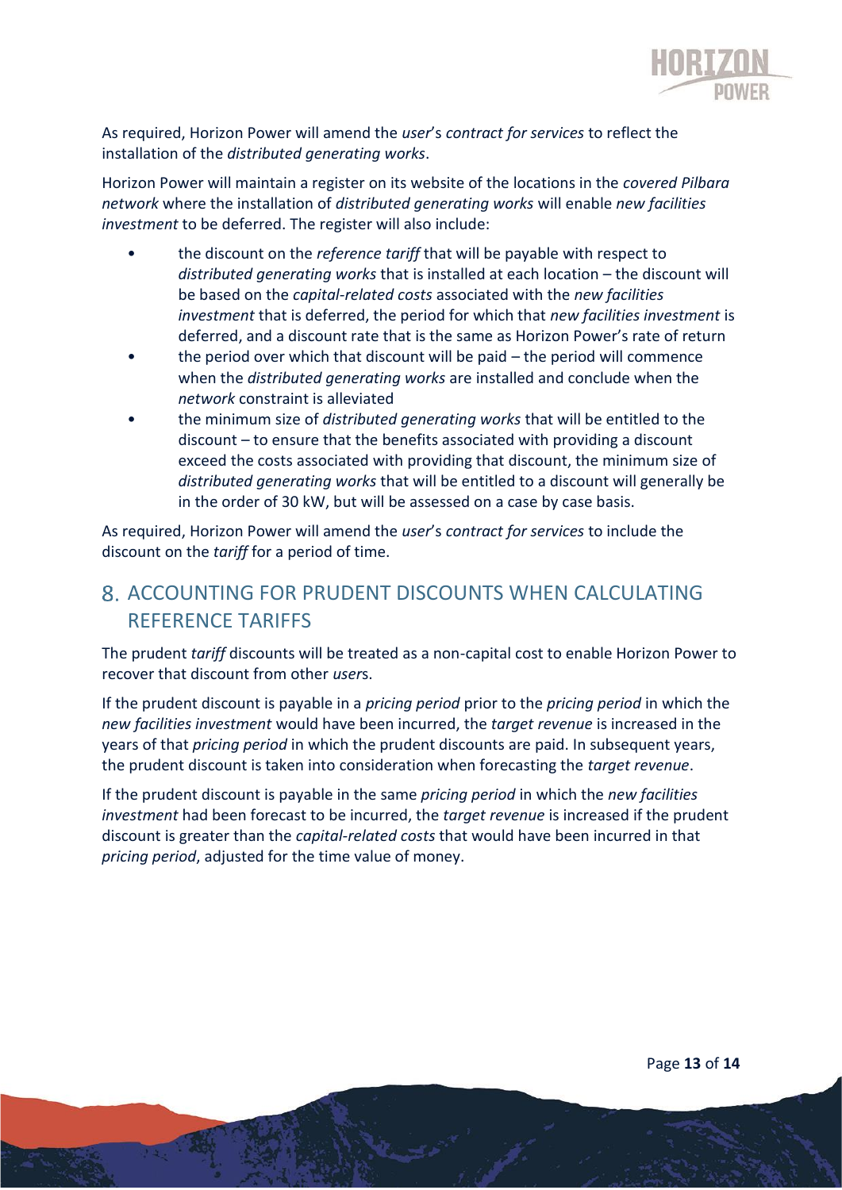As required, Horizon Power will amend the *user*'s *contract for services* to reflect the installation of the *distributed generating works*.

Horizon Power will maintain a register on its website of the locations in the *covered Pilbara network* where the installation of *distributed generating works* will enable *new facilities investment* to be deferred. The register will also include:

- the discount on the *reference tariff* that will be payable with respect to *distributed generating works* that is installed at each location – the discount will be based on the *capital-related costs* associated with the *new facilities investment* that is deferred, the period for which that *new facilities investment* is deferred, and a discount rate that is the same as Horizon Power's rate of return
- the period over which that discount will be paid – the period will commence when the *distributed generating works* are installed and conclude when the *network* constraint is alleviated
- the minimum size of *distributed generating works* that will be entitled to the discount – to ensure that the benefits associated with providing a discount exceed the costs associated with providing that discount, the minimum size of *distributed generating works* that will be entitled to a discount will generally be in the order of 30 kW, but will be assessed on a case by case basis.

As required, Horizon Power will amend the *user*'s *contract for services* to include the discount on the *tariff* for a period of time.

## 8. ACCOUNTING FOR PRUDENT DISCOUNTS WHEN CALCULATING REFERENCE TARIFFS

The prudent *tariff* discounts will be treated as a non-capital cost to enable Horizon Power to recover that discount from other *user*s.

If the prudent discount is payable in a *pricing period* prior to the *pricing period* in which the *new facilities investment* would have been incurred, the *target revenue* is increased in the years of that *pricing period* in which the prudent discounts are paid. In subsequent years, the prudent discount is taken into consideration when forecasting the *target revenue*.

If the prudent discount is payable in the same *pricing period* in which the *new facilities investment* had been forecast to be incurred, the *target revenue* is increased if the prudent discount is greater than the *capital-related costs* that would have been incurred in that *pricing period*, adjusted for the time value of money.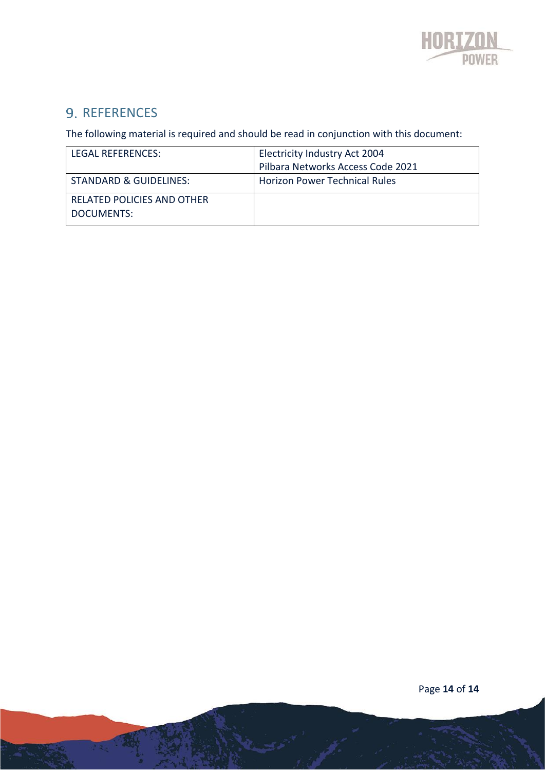## 9. REFERENCES

The following material is required and should be read in conjunction with this document:

| | |
|---|---|
| LEGAL REFERENCES: | Electricity Industry Act 2004<br>Pilbara Networks Access Code 2021 |
| STANDARD & GUIDELINES: | Horizon Power Technical Rules |
| RELATED POLICIES AND OTHER DOCUMENTS: | |